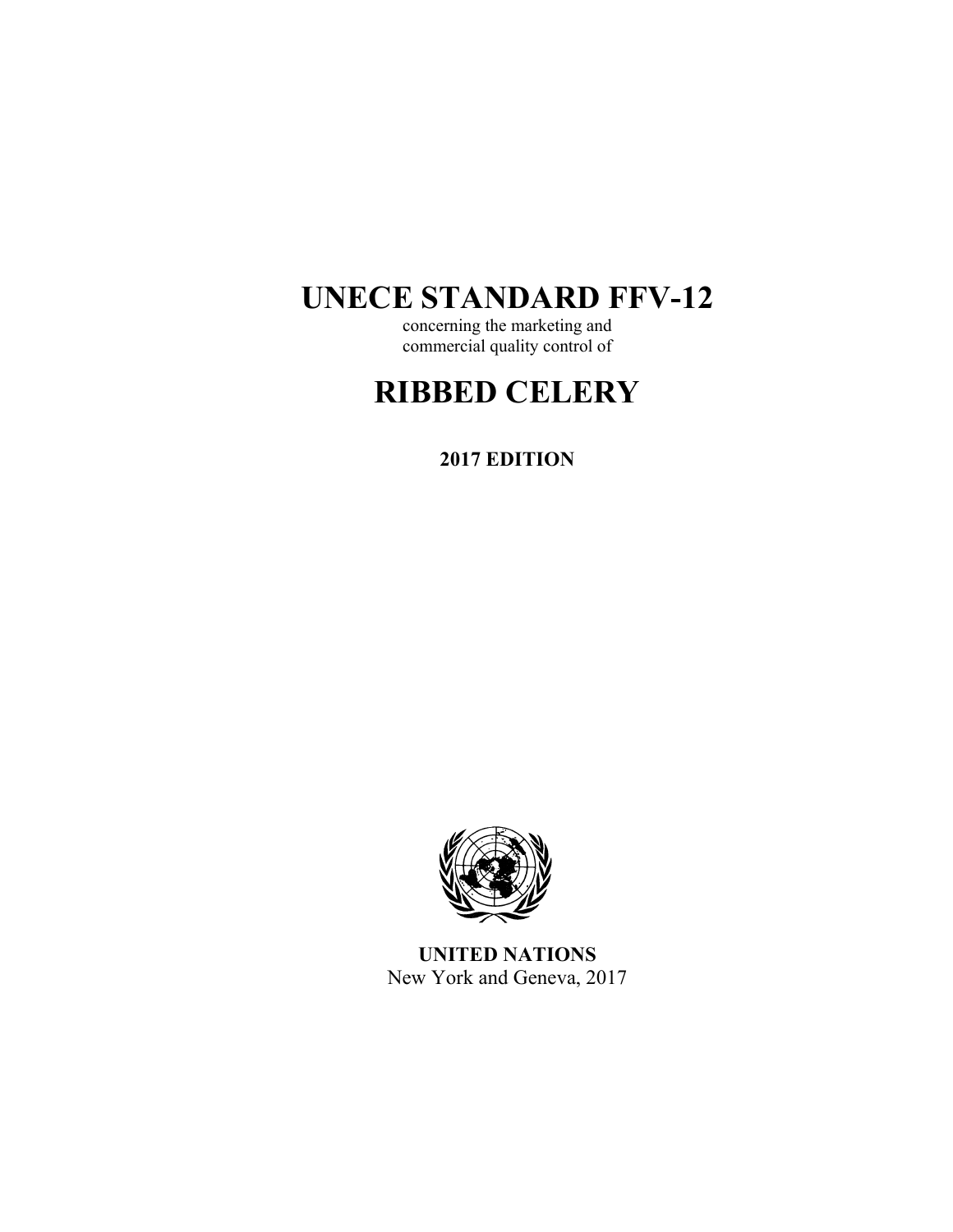# UNECE STANDARD FFV-12

concerning the marketing and
commercial quality control of

# RIBBED CELERY

**2017 EDITION**

**UNITED NATIONS**
New York and Geneva, 2017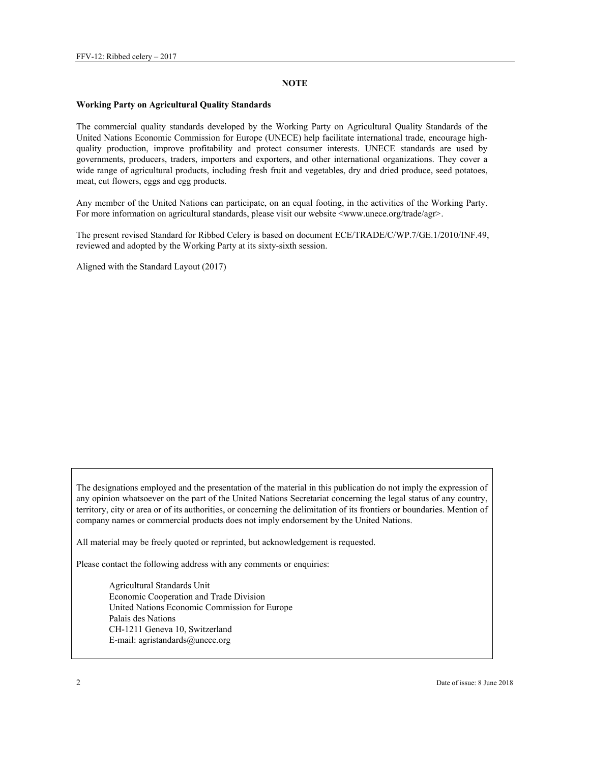## NOTE

**Working Party on Agricultural Quality Standards**

The commercial quality standards developed by the Working Party on Agricultural Quality Standards of the United Nations Economic Commission for Europe (UNECE) help facilitate international trade, encourage high-quality production, improve profitability and protect consumer interests. UNECE standards are used by governments, producers, traders, importers and exporters, and other international organizations. They cover a wide range of agricultural products, including fresh fruit and vegetables, dry and dried produce, seed potatoes, meat, cut flowers, eggs and egg products.

Any member of the United Nations can participate, on an equal footing, in the activities of the Working Party. For more information on agricultural standards, please visit our website <www.unece.org/trade/agr>.

The present revised Standard for Ribbed Celery is based on document ECE/TRADE/C/WP.7/GE.1/2010/INF.49, reviewed and adopted by the Working Party at its sixty-sixth session.

Aligned with the Standard Layout (2017)

The designations employed and the presentation of the material in this publication do not imply the expression of any opinion whatsoever on the part of the United Nations Secretariat concerning the legal status of any country, territory, city or area or of its authorities, or concerning the delimitation of its frontiers or boundaries. Mention of company names or commercial products does not imply endorsement by the United Nations.

All material may be freely quoted or reprinted, but acknowledgement is requested.

Please contact the following address with any comments or enquiries:

Agricultural Standards Unit
Economic Cooperation and Trade Division
United Nations Economic Commission for Europe
Palais des Nations
CH-1211 Geneva 10, Switzerland
E-mail: agristandards@unece.org

Date of issue: 8 June 2018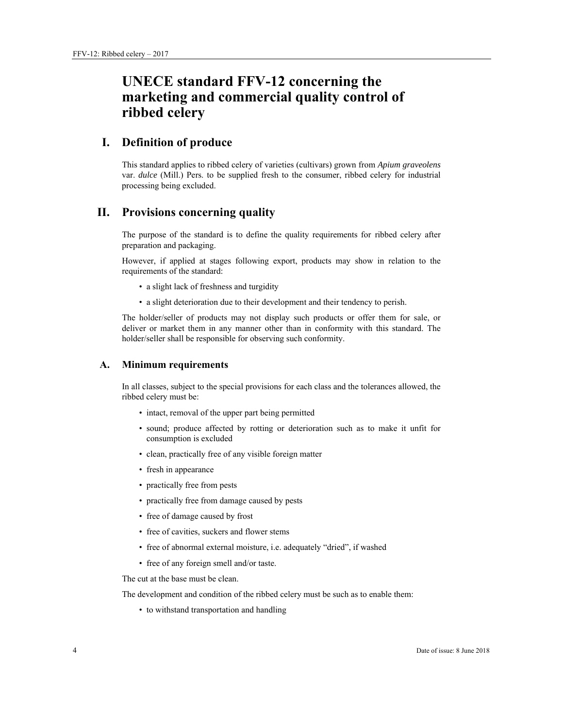# UNECE standard FFV-12 concerning the marketing and commercial quality control of ribbed celery

## I. Definition of produce

This standard applies to ribbed celery of varieties (cultivars) grown from *Apium graveolens* var. *dulce* (Mill.) Pers. to be supplied fresh to the consumer, ribbed celery for industrial processing being excluded.

## II. Provisions concerning quality

The purpose of the standard is to define the quality requirements for ribbed celery after preparation and packaging.

However, if applied at stages following export, products may show in relation to the requirements of the standard:

- a slight lack of freshness and turgidity
- a slight deterioration due to their development and their tendency to perish.

The holder/seller of products may not display such products or offer them for sale, or deliver or market them in any manner other than in conformity with this standard. The holder/seller shall be responsible for observing such conformity.

### A. Minimum requirements

In all classes, subject to the special provisions for each class and the tolerances allowed, the ribbed celery must be:

- intact, removal of the upper part being permitted
- sound; produce affected by rotting or deterioration such as to make it unfit for consumption is excluded
- clean, practically free of any visible foreign matter
- fresh in appearance
- practically free from pests
- practically free from damage caused by pests
- free of damage caused by frost
- free of cavities, suckers and flower stems
- free of abnormal external moisture, i.e. adequately "dried", if washed
- free of any foreign smell and/or taste.

The cut at the base must be clean.

The development and condition of the ribbed celery must be such as to enable them:

- to withstand transportation and handling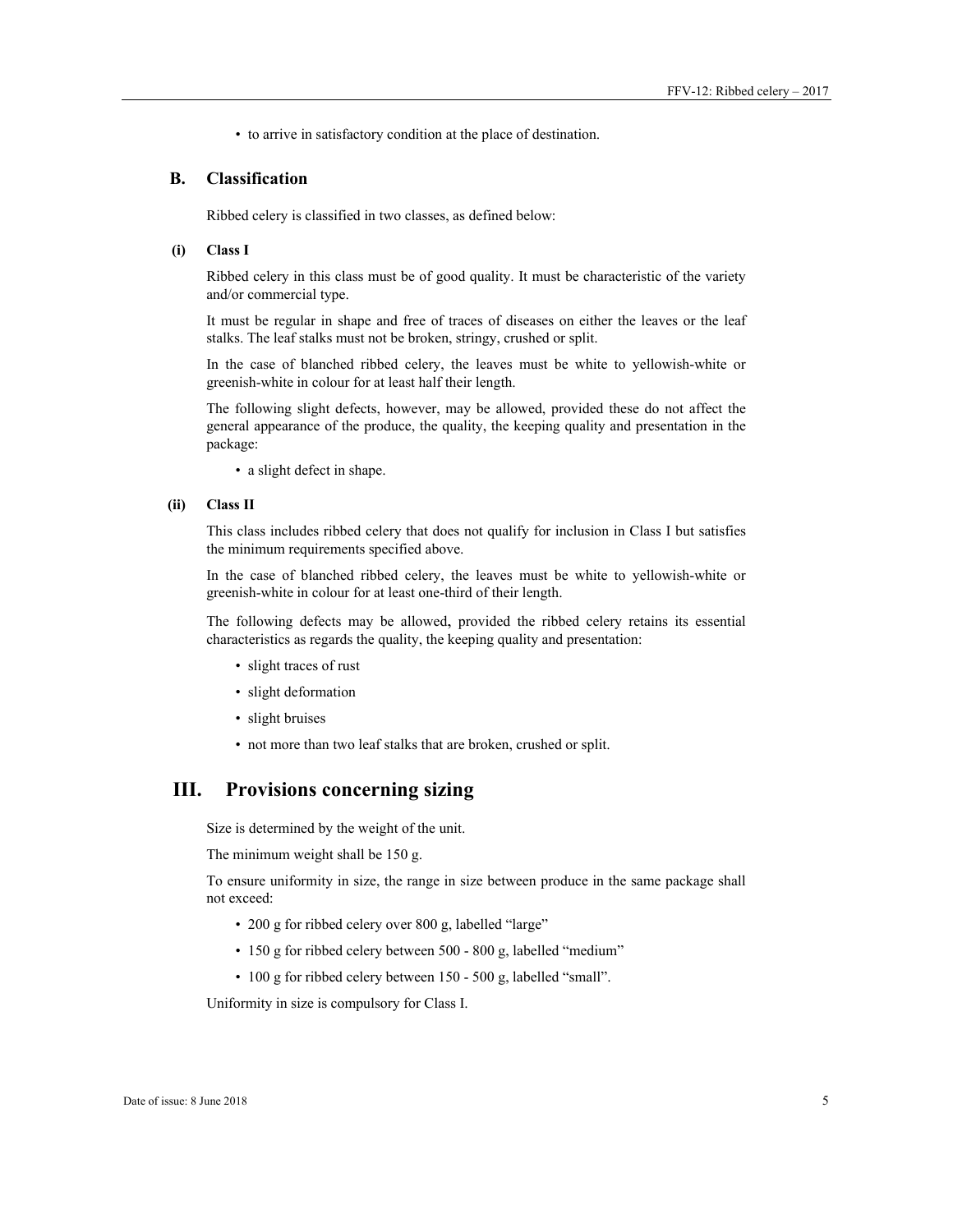- to arrive in satisfactory condition at the place of destination.

## B. Classification

Ribbed celery is classified in two classes, as defined below:

### (i) Class I

Ribbed celery in this class must be of good quality. It must be characteristic of the variety and/or commercial type.

It must be regular in shape and free of traces of diseases on either the leaves or the leaf stalks. The leaf stalks must not be broken, stringy, crushed or split.

In the case of blanched ribbed celery, the leaves must be white to yellowish-white or greenish-white in colour for at least half their length.

The following slight defects, however, may be allowed, provided these do not affect the general appearance of the produce, the quality, the keeping quality and presentation in the package:

- a slight defect in shape.

### (ii) Class II

This class includes ribbed celery that does not qualify for inclusion in Class I but satisfies the minimum requirements specified above.

In the case of blanched ribbed celery, the leaves must be white to yellowish-white or greenish-white in colour for at least one-third of their length.

The following defects may be allowed, provided the ribbed celery retains its essential characteristics as regards the quality, the keeping quality and presentation:

- slight traces of rust
- slight deformation
- slight bruises
- not more than two leaf stalks that are broken, crushed or split.

# III. Provisions concerning sizing

Size is determined by the weight of the unit.

The minimum weight shall be 150 g.

To ensure uniformity in size, the range in size between produce in the same package shall not exceed:

- 200 g for ribbed celery over 800 g, labelled “large”
- 150 g for ribbed celery between 500 - 800 g, labelled “medium”
- 100 g for ribbed celery between 150 - 500 g, labelled “small”.

Uniformity in size is compulsory for Class I.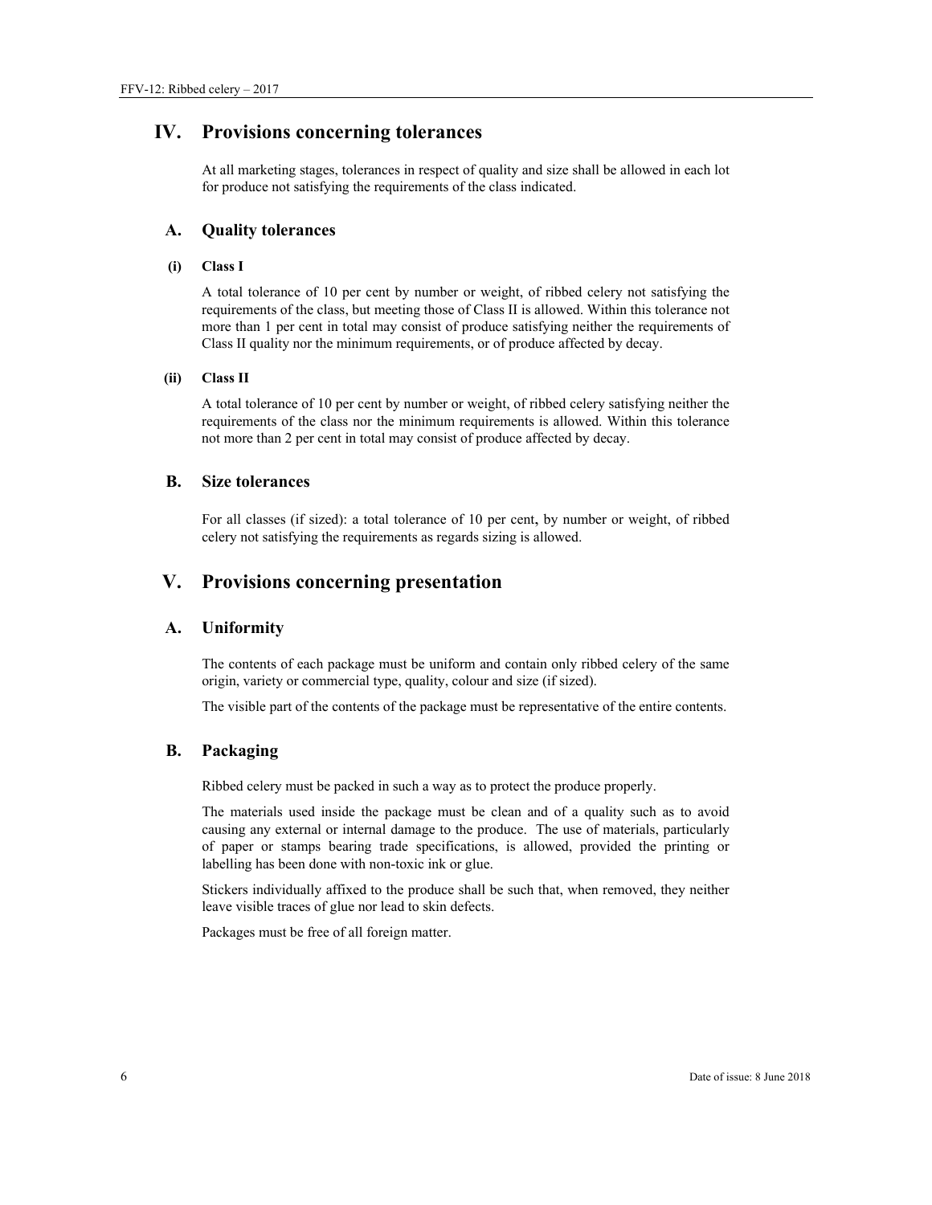# IV. Provisions concerning tolerances

At all marketing stages, tolerances in respect of quality and size shall be allowed in each lot for produce not satisfying the requirements of the class indicated.

## A. Quality tolerances

### (i) Class I

A total tolerance of 10 per cent by number or weight, of ribbed celery not satisfying the requirements of the class, but meeting those of Class II is allowed. Within this tolerance not more than 1 per cent in total may consist of produce satisfying neither the requirements of Class II quality nor the minimum requirements, or of produce affected by decay.

### (ii) Class II

A total tolerance of 10 per cent by number or weight, of ribbed celery satisfying neither the requirements of the class nor the minimum requirements is allowed. Within this tolerance not more than 2 per cent in total may consist of produce affected by decay.

## B. Size tolerances

For all classes (if sized): a total tolerance of 10 per cent, by number or weight, of ribbed celery not satisfying the requirements as regards sizing is allowed.

# V. Provisions concerning presentation

## A. Uniformity

The contents of each package must be uniform and contain only ribbed celery of the same origin, variety or commercial type, quality, colour and size (if sized).

The visible part of the contents of the package must be representative of the entire contents.

## B. Packaging

Ribbed celery must be packed in such a way as to protect the produce properly.

The materials used inside the package must be clean and of a quality such as to avoid causing any external or internal damage to the produce. The use of materials, particularly of paper or stamps bearing trade specifications, is allowed, provided the printing or labelling has been done with non-toxic ink or glue.

Stickers individually affixed to the produce shall be such that, when removed, they neither leave visible traces of glue nor lead to skin defects.

Packages must be free of all foreign matter.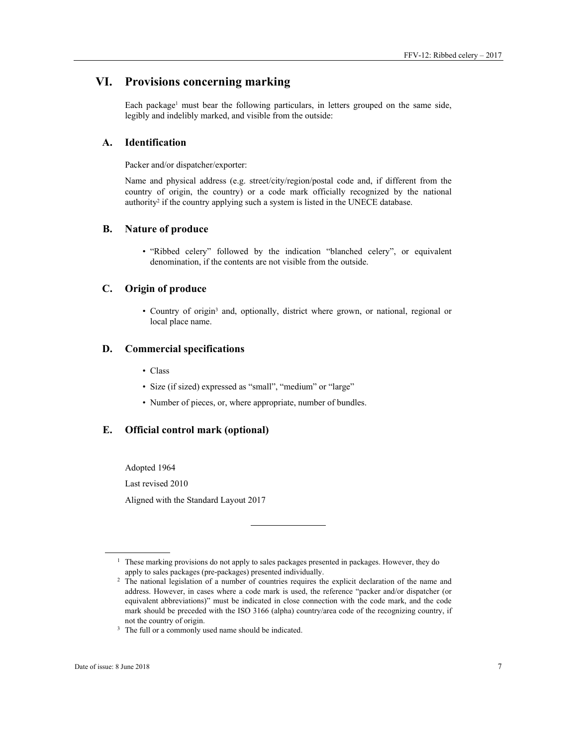# VI. Provisions concerning marking

Each package[1] must bear the following particulars, in letters grouped on the same side, legibly and indelibly marked, and visible from the outside:

## A. Identification

Packer and/or dispatcher/exporter:

Name and physical address (e.g. street/city/region/postal code and, if different from the country of origin, the country) or a code mark officially recognized by the national authority[2] if the country applying such a system is listed in the UNECE database.

## B. Nature of produce

- "Ribbed celery" followed by the indication "blanched celery", or equivalent denomination, if the contents are not visible from the outside.

## C. Origin of produce

- Country of origin[3] and, optionally, district where grown, or national, regional or local place name.

## D. Commercial specifications

- Class
- Size (if sized) expressed as "small", "medium" or "large"
- Number of pieces, or, where appropriate, number of bundles.

## E. Official control mark (optional)

Adopted 1964

Last revised 2010

Aligned with the Standard Layout 2017

---

[1] These marking provisions do not apply to sales packages presented in packages. However, they do apply to sales packages (pre-packages) presented individually.

[2] The national legislation of a number of countries requires the explicit declaration of the name and address. However, in cases where a code mark is used, the reference "packer and/or dispatcher (or equivalent abbreviations)" must be indicated in close connection with the code mark, and the code mark should be preceded with the ISO 3166 (alpha) country/area code of the recognizing country, if not the country of origin.

[3] The full or a commonly used name should be indicated.